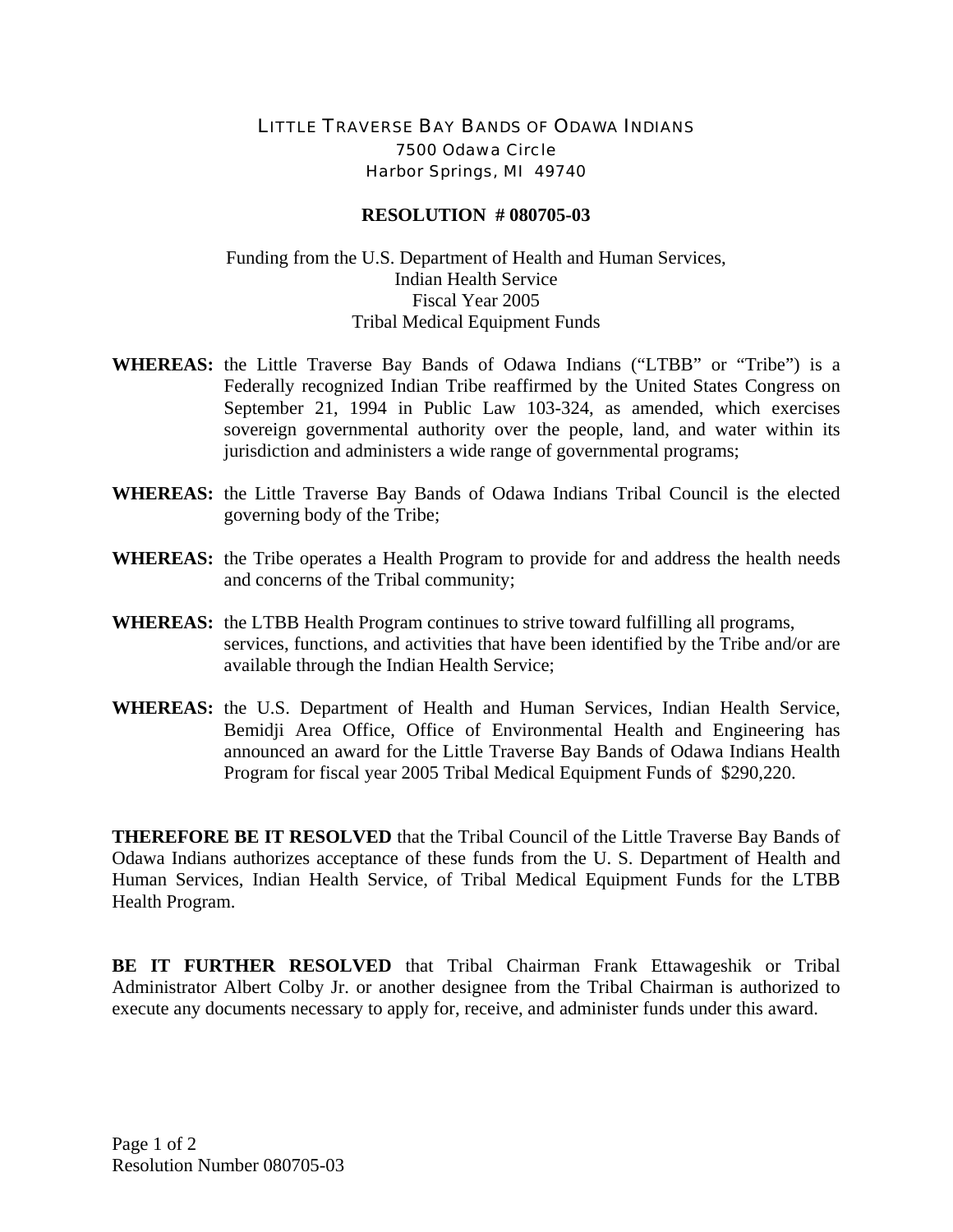# LITTLE TRAVERSE BAY BANDS OF ODAWA INDIANS

7500 Odawa Circle
Harbor Springs, MI 49740

## RESOLUTION # 080705-03

Funding from the U.S. Department of Health and Human Services,
Indian Health Service
Fiscal Year 2005
Tribal Medical Equipment Funds

**WHEREAS:** the Little Traverse Bay Bands of Odawa Indians ("LTBB" or "Tribe") is a Federally recognized Indian Tribe reaffirmed by the United States Congress on September 21, 1994 in Public Law 103-324, as amended, which exercises sovereign governmental authority over the people, land, and water within its jurisdiction and administers a wide range of governmental programs;

**WHEREAS:** the Little Traverse Bay Bands of Odawa Indians Tribal Council is the elected governing body of the Tribe;

**WHEREAS:** the Tribe operates a Health Program to provide for and address the health needs and concerns of the Tribal community;

**WHEREAS:** the LTBB Health Program continues to strive toward fulfilling all programs, services, functions, and activities that have been identified by the Tribe and/or are available through the Indian Health Service;

**WHEREAS:** the U.S. Department of Health and Human Services, Indian Health Service, Bemidji Area Office, Office of Environmental Health and Engineering has announced an award for the Little Traverse Bay Bands of Odawa Indians Health Program for fiscal year 2005 Tribal Medical Equipment Funds of $290,220.

**THEREFORE BE IT RESOLVED** that the Tribal Council of the Little Traverse Bay Bands of Odawa Indians authorizes acceptance of these funds from the U. S. Department of Health and Human Services, Indian Health Service, of Tribal Medical Equipment Funds for the LTBB Health Program.

**BE IT FURTHER RESOLVED** that Tribal Chairman Frank Ettawageshik or Tribal Administrator Albert Colby Jr. or another designee from the Tribal Chairman is authorized to execute any documents necessary to apply for, receive, and administer funds under this award.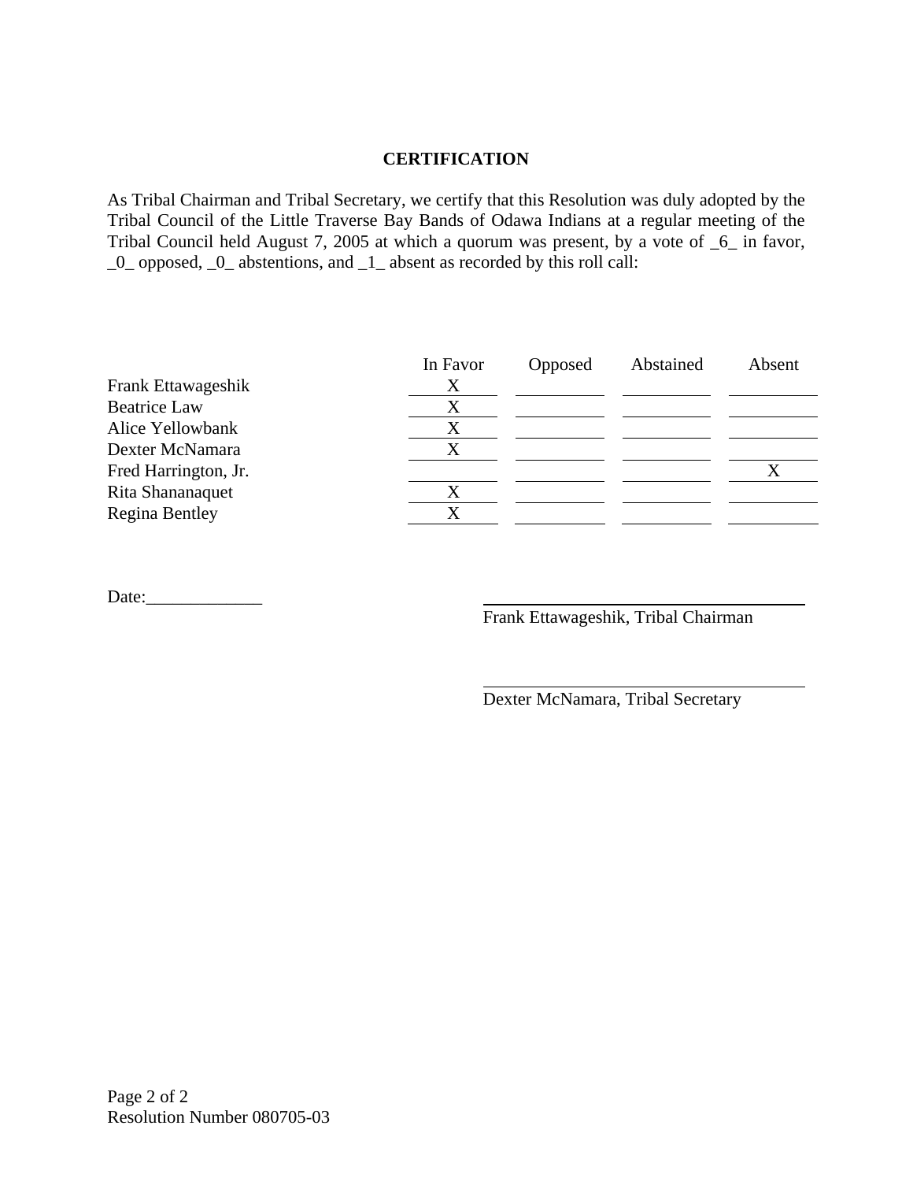## CERTIFICATION

As Tribal Chairman and Tribal Secretary, we certify that this Resolution was duly adopted by the Tribal Council of the Little Traverse Bay Bands of Odawa Indians at a regular meeting of the Tribal Council held August 7, 2005 at which a quorum was present, by a vote of _6_ in favor, _0_ opposed, _0_ abstentions, and _1_ absent as recorded by this roll call:

| | In Favor | Opposed | Abstained | Absent |
|---|---|---|---|---|
| Frank Ettawageshik | X | | | |
| Beatrice Law | X | | | |
| Alice Yellowbank | X | | | |
| Dexter McNamara | X | | | |
| Fred Harrington, Jr. | | | | X |
| Rita Shananaquet | X | | | |
| Regina Bentley | X | | | |

Date:_____________

_______________________________
Frank Ettawageshik, Tribal Chairman

_______________________________
Dexter McNamara, Tribal Secretary

Resolution Number 080705-03